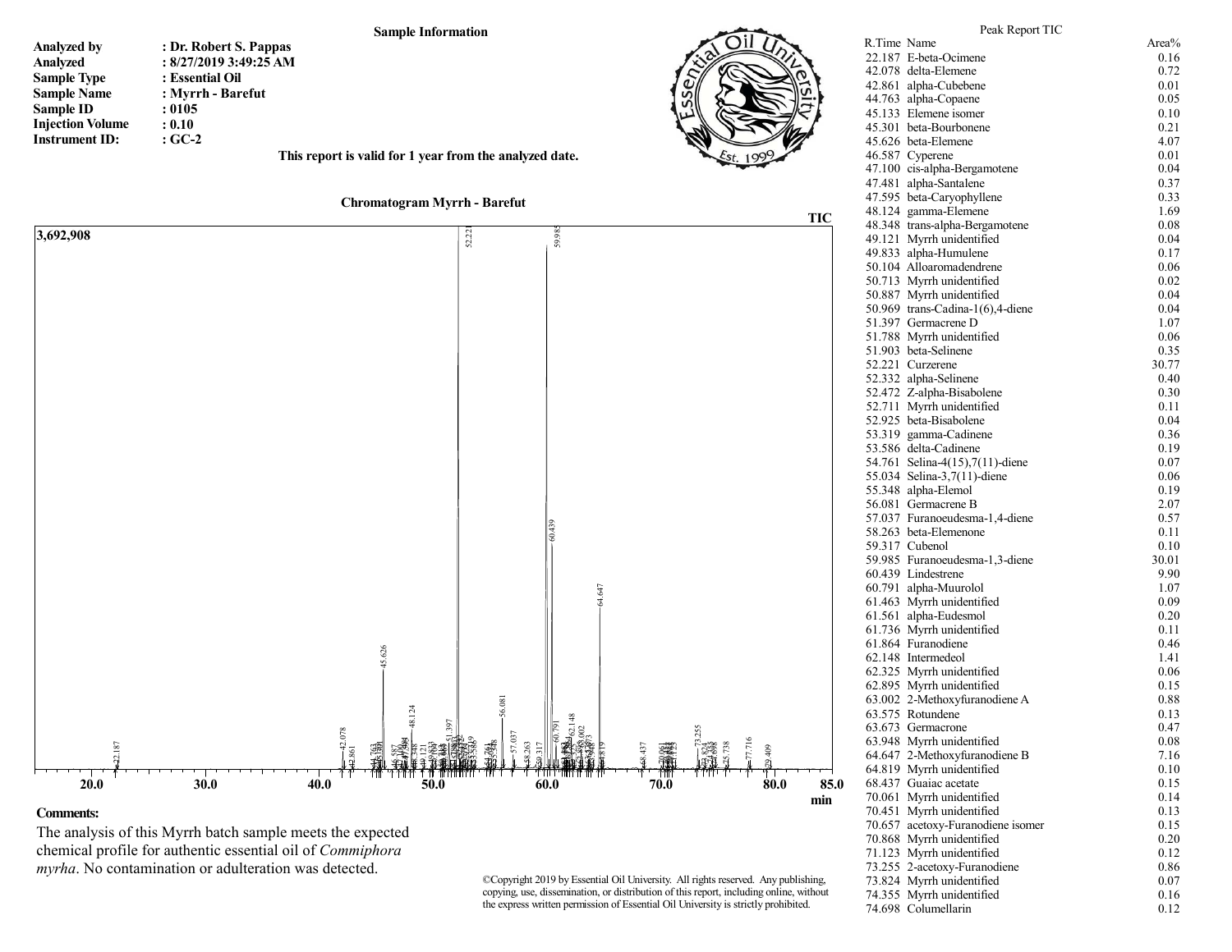**Sample Information**

**Analyzed by** : Dr. Robert S. Pappas
**Analyzed** : 8/27/2019 3:49:25 AM
**Sample Type** : Essential Oil
**Sample Name** : Myrrh - Barefut
**Sample ID** : 0105
**Injection Volume** : 0.10
**Instrument ID:** : GC-2

**This report is valid for 1 year from the analyzed date.**

**Chromatogram Myrrh - Barefut**

**Comments:**

The analysis of this Myrrh batch sample meets the expected chemical profile for authentic essential oil of *Commiphora myrha*. No contamination or adulteration was detected.

©Copyright 2019 by Essential Oil University. All rights reserved. Any publishing, copying, use, dissemination, or distribution of this report, including online, without the express written permission of Essential Oil University is strictly prohibited.

Peak Report TIC

| R.Time | Name | Area% |
|---|---|---|
| 22.187 | E-beta-Ocimene | 0.16 |
| 42.078 | delta-Elemene | 0.72 |
| 42.861 | alpha-Cubebene | 0.01 |
| 44.763 | alpha-Copaene | 0.05 |
| 45.133 | Elemene isomer | 0.10 |
| 45.301 | beta-Bourbonene | 0.21 |
| 45.626 | beta-Elemene | 4.07 |
| 46.587 | Cyperene | 0.01 |
| 47.100 | cis-alpha-Bergamotene | 0.04 |
| 47.481 | alpha-Santalene | 0.37 |
| 47.595 | beta-Caryophyllene | 0.33 |
| 48.124 | gamma-Elemene | 1.69 |
| 48.348 | trans-alpha-Bergamotene | 0.08 |
| 49.121 | Myrrh unidentified | 0.04 |
| 49.833 | alpha-Humulene | 0.17 |
| 50.104 | Alloaromadendrene | 0.06 |
| 50.713 | Myrrh unidentified | 0.02 |
| 50.887 | Myrrh unidentified | 0.04 |
| 50.969 | trans-Cadina-1(6),4-diene | 0.04 |
| 51.397 | Germacrene D | 1.07 |
| 51.788 | Myrrh unidentified | 0.06 |
| 51.903 | beta-Selinene | 0.35 |
| 52.221 | Curzerene | 30.77 |
| 52.332 | alpha-Selinene | 0.40 |
| 52.472 | Z-alpha-Bisabolene | 0.30 |
| 52.711 | Myrrh unidentified | 0.11 |
| 52.925 | beta-Bisabolene | 0.04 |
| 53.319 | gamma-Cadinene | 0.36 |
| 53.586 | delta-Cadinene | 0.19 |
| 54.761 | Selina-4(15),7(11)-diene | 0.07 |
| 55.034 | Selina-3,7(11)-diene | 0.06 |
| 55.348 | alpha-Elemol | 0.19 |
| 56.081 | Germacrene B | 2.07 |
| 57.037 | Furanoeudesma-1,4-diene | 0.57 |
| 58.263 | beta-Elemenone | 0.11 |
| 59.317 | Cubenol | 0.10 |
| 59.985 | Furanoeudesma-1,3-diene | 30.01 |
| 60.439 | Lindestrene | 9.90 |
| 60.791 | alpha-Muurolol | 1.07 |
| 61.463 | Myrrh unidentified | 0.09 |
| 61.561 | alpha-Eudesmol | 0.20 |
| 61.736 | Myrrh unidentified | 0.11 |
| 61.864 | Furanodiene | 0.46 |
| 62.148 | Intermedeol | 1.41 |
| 62.325 | Myrrh unidentified | 0.06 |
| 62.895 | Myrrh unidentified | 0.15 |
| 63.002 | 2-Methoxyfuranodiene A | 0.88 |
| 63.575 | Rotundene | 0.13 |
| 63.673 | Germacrone | 0.47 |
| 63.948 | Myrrh unidentified | 0.08 |
| 64.647 | 2-Methoxyfuranodiene B | 7.16 |
| 64.819 | Myrrh unidentified | 0.10 |
| 68.437 | Guaiac acetate | 0.15 |
| 70.061 | Myrrh unidentified | 0.14 |
| 70.451 | Myrrh unidentified | 0.13 |
| 70.657 | acetoxy-Furanodiene isomer | 0.15 |
| 70.868 | Myrrh unidentified | 0.20 |
| 71.123 | Myrrh unidentified | 0.12 |
| 73.255 | 2-acetoxy-Furanodiene | 0.86 |
| 73.824 | Myrrh unidentified | 0.07 |
| 74.355 | Myrrh unidentified | 0.16 |
| 74.698 | Columellarin | 0.12 |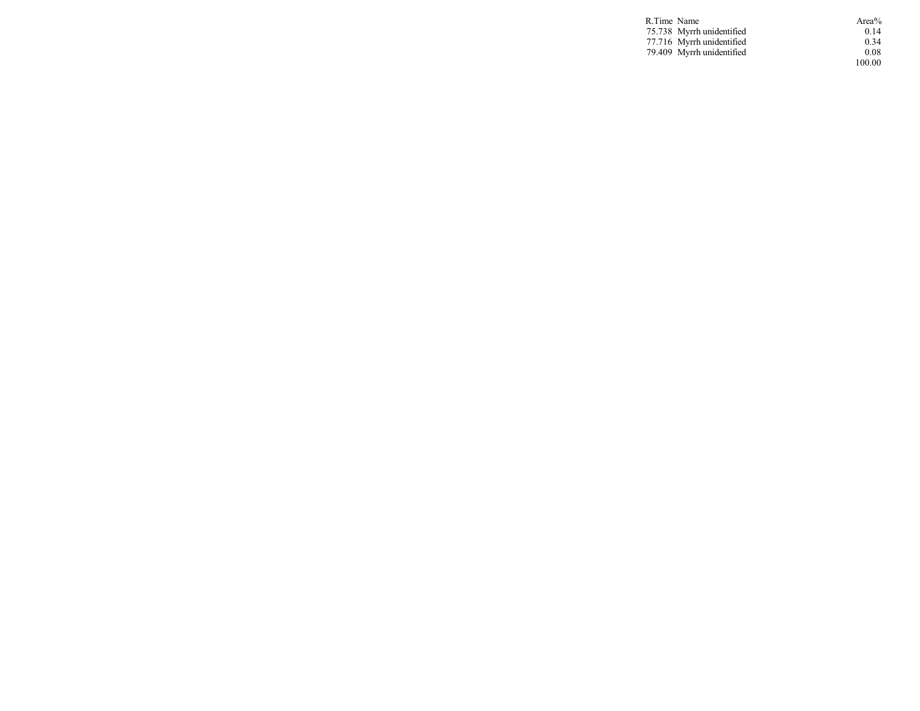| R.Time | Name | Area% |
| --- | --- | --- |
| 75.738 | Myrrh unidentified | 0.14 |
| 77.716 | Myrrh unidentified | 0.34 |
| 79.409 | Myrrh unidentified | 0.08 |
| | | 100.00 |